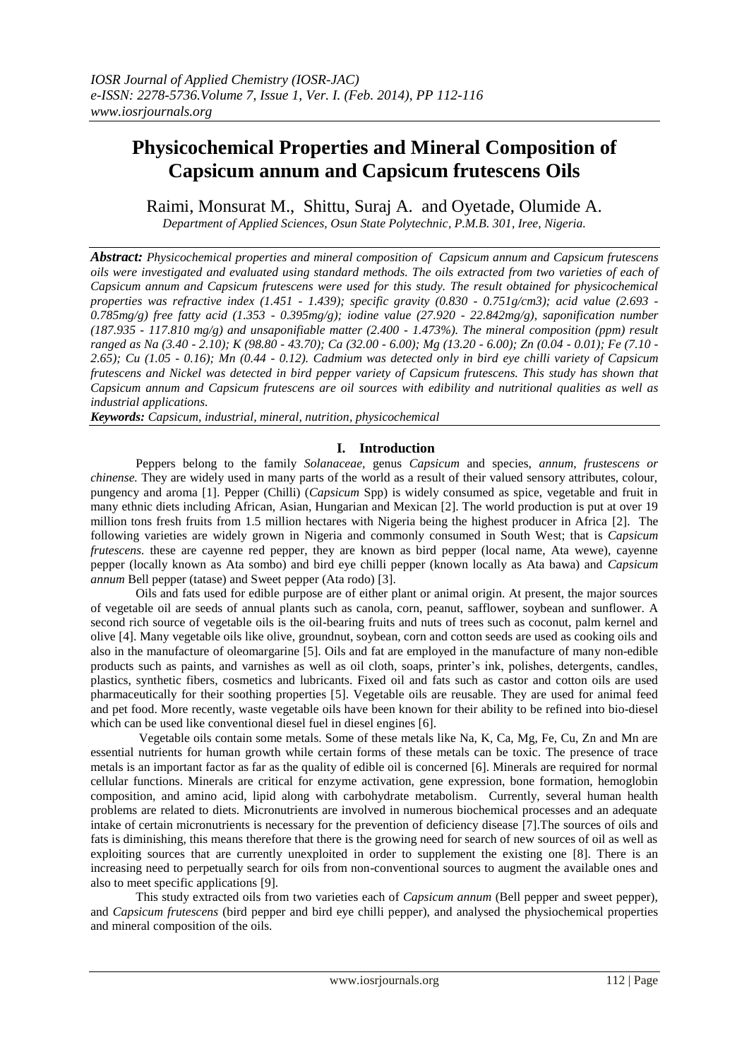# Physicochemical Properties and Mineral Composition of Capsicum annum and Capsicum frutescens Oils

Raimi, Monsurat M., Shittu, Suraj A. and Oyetade, Olumide A.

*Department of Applied Sciences, Osun State Polytechnic, P.M.B. 301, Iree, Nigeria.*

***Abstract:** Physicochemical properties and mineral composition of Capsicum annum and Capsicum frutescens oils were investigated and evaluated using standard methods. The oils extracted from two varieties of each of Capsicum annum and Capsicum frutescens were used for this study. The result obtained for physicochemical properties was refractive index (1.451 - 1.439); specific gravity (0.830 - 0.751g/cm3); acid value (2.693 - 0.785mg/g) free fatty acid (1.353 - 0.395mg/g); iodine value (27.920 - 22.842mg/g), saponification number (187.935 - 117.810 mg/g) and unsaponifiable matter (2.400 - 1.473%). The mineral composition (ppm) result ranged as Na (3.40 - 2.10); K (98.80 - 43.70); Ca (32.00 - 6.00); Mg (13.20 - 6.00); Zn (0.04 - 0.01); Fe (7.10 - 2.65); Cu (1.05 - 0.16); Mn (0.44 - 0.12). Cadmium was detected only in bird eye chilli variety of Capsicum frutescens and Nickel was detected in bird pepper variety of Capsicum frutescens. This study has shown that Capsicum annum and Capsicum frutescens are oil sources with edibility and nutritional qualities as well as industrial applications.*

***Keywords:** Capsicum, industrial, mineral, nutrition, physicochemical*

## I. Introduction

Peppers belong to the family *Solanaceae,* genus *Capsicum* and species, *annum, frustescens or chinense.* They are widely used in many parts of the world as a result of their valued sensory attributes, colour, pungency and aroma [1]. Pepper (Chilli) (*Capsicum* Spp) is widely consumed as spice, vegetable and fruit in many ethnic diets including African, Asian, Hungarian and Mexican [2]. The world production is put at over 19 million tons fresh fruits from 1.5 million hectares with Nigeria being the highest producer in Africa [2]. The following varieties are widely grown in Nigeria and commonly consumed in South West; that is *Capsicum frutescens.* these are cayenne red pepper, they are known as bird pepper (local name, Ata wewe), cayenne pepper (locally known as Ata sombo) and bird eye chilli pepper (known locally as Ata bawa) and *Capsicum annum* Bell pepper (tatase) and Sweet pepper (Ata rodo) [3].

Oils and fats used for edible purpose are of either plant or animal origin. At present, the major sources of vegetable oil are seeds of annual plants such as canola, corn, peanut, safflower, soybean and sunflower. A second rich source of vegetable oils is the oil-bearing fruits and nuts of trees such as coconut, palm kernel and olive [4]. Many vegetable oils like olive, groundnut, soybean, corn and cotton seeds are used as cooking oils and also in the manufacture of oleomargarine [5]. Oils and fat are employed in the manufacture of many non-edible products such as paints, and varnishes as well as oil cloth, soaps, printer's ink, polishes, detergents, candles, plastics, synthetic fibers, cosmetics and lubricants. Fixed oil and fats such as castor and cotton oils are used pharmaceutically for their soothing properties [5]. Vegetable oils are reusable. They are used for animal feed and pet food. More recently, waste vegetable oils have been known for their ability to be refined into bio-diesel which can be used like conventional diesel fuel in diesel engines [6].

Vegetable oils contain some metals. Some of these metals like Na, K, Ca, Mg, Fe, Cu, Zn and Mn are essential nutrients for human growth while certain forms of these metals can be toxic. The presence of trace metals is an important factor as far as the quality of edible oil is concerned [6]. Minerals are required for normal cellular functions. Minerals are critical for enzyme activation, gene expression, bone formation, hemoglobin composition, and amino acid, lipid along with carbohydrate metabolism. Currently, several human health problems are related to diets. Micronutrients are involved in numerous biochemical processes and an adequate intake of certain micronutrients is necessary for the prevention of deficiency disease [7].The sources of oils and fats is diminishing, this means therefore that there is the growing need for search of new sources of oil as well as exploiting sources that are currently unexploited in order to supplement the existing one [8]. There is an increasing need to perpetually search for oils from non-conventional sources to augment the available ones and also to meet specific applications [9].

This study extracted oils from two varieties each of *Capsicum annum* (Bell pepper and sweet pepper), and *Capsicum frutescens* (bird pepper and bird eye chilli pepper), and analysed the physiochemical properties and mineral composition of the oils.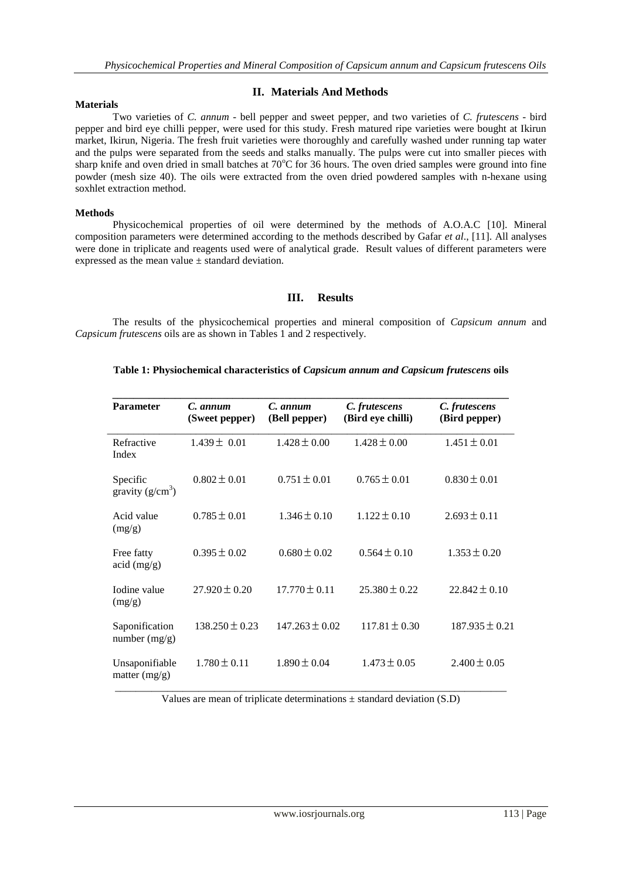## II. Materials And Methods

**Materials**

Two varieties of *C. annum* - bell pepper and sweet pepper, and two varieties of *C. frutescens* - bird pepper and bird eye chilli pepper, were used for this study. Fresh matured ripe varieties were bought at Ikirun market, Ikirun, Nigeria. The fresh fruit varieties were thoroughly and carefully washed under running tap water and the pulps were separated from the seeds and stalks manually. The pulps were cut into smaller pieces with sharp knife and oven dried in small batches at 70$^{o}$C for 36 hours. The oven dried samples were ground into fine powder (mesh size 40). The oils were extracted from the oven dried powdered samples with n-hexane using soxhlet extraction method.

**Methods**

Physicochemical properties of oil were determined by the methods of A.O.A.C [10]. Mineral composition parameters were determined according to the methods described by Gafar *et al*., [11]. All analyses were done in triplicate and reagents used were of analytical grade. Result values of different parameters were expressed as the mean value ± standard deviation.

## III. Results

The results of the physicochemical properties and mineral composition of *Capsicum annum* and *Capsicum frutescens* oils are as shown in Tables 1 and 2 respectively.

**Table 1: Physiochemical characteristics of *Capsicum annum and Capsicum frutescens* oils**

| Parameter | *C. annum* (Sweet pepper) | *C. annum* (Bell pepper) | *C. frutescens* (Bird eye chilli) | *C. frutescens* (Bird pepper) |
|---|---|---|---|---|
| Refractive Index | 1.439 ± 0.01 | 1.428 ± 0.00 | 1.428 ± 0.00 | 1.451 ± 0.01 |
| Specific gravity (g/cm$^3$) | 0.802 ± 0.01 | 0.751 ± 0.01 | 0.765 ± 0.01 | 0.830 ± 0.01 |
| Acid value (mg/g) | 0.785 ± 0.01 | 1.346 ± 0.10 | 1.122 ± 0.10 | 2.693 ± 0.11 |
| Free fatty acid (mg/g) | 0.395 ± 0.02 | 0.680 ± 0.02 | 0.564 ± 0.10 | 1.353 ± 0.20 |
| Iodine value (mg/g) | 27.920 ± 0.20 | 17.770 ± 0.11 | 25.380 ± 0.22 | 22.842 ± 0.10 |
| Saponification number (mg/g) | 138.250 ± 0.23 | 147.263 ± 0.02 | 117.81 ± 0.30 | 187.935 ± 0.21 |
| Unsaponifiable matter (mg/g) | 1.780 ± 0.11 | 1.890 ± 0.04 | 1.473 ± 0.05 | 2.400 ± 0.05 |

Values are mean of triplicate determinations ± standard deviation (S.D)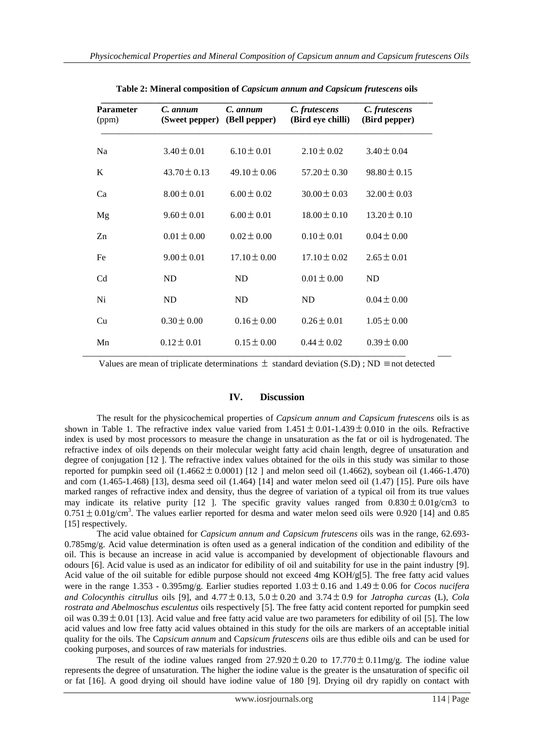**Table 2: Mineral composition of *Capsicum annum and Capsicum frutescens* oils**

| Parameter (ppm) | *C. annum* (Sweet pepper) | *C. annum* (Bell pepper) | *C. frutescens* (Bird eye chilli) | *C. frutescens* (Bird pepper) |
|---|---|---|---|---|
| Na | $3.40 \pm 0.01$ | $6.10 \pm 0.01$ | $2.10 \pm 0.02$ | $3.40 \pm 0.04$ |
| K | $43.70 \pm 0.13$ | $49.10 \pm 0.06$ | $57.20 \pm 0.30$ | $98.80 \pm 0.15$ |
| Ca | $8.00 \pm 0.01$ | $6.00 \pm 0.02$ | $30.00 \pm 0.03$ | $32.00 \pm 0.03$ |
| Mg | $9.60 \pm 0.01$ | $6.00 \pm 0.01$ | $18.00 \pm 0.10$ | $13.20 \pm 0.10$ |
| Zn | $0.01 \pm 0.00$ | $0.02 \pm 0.00$ | $0.10 \pm 0.01$ | $0.04 \pm 0.00$ |
| Fe | $9.00 \pm 0.01$ | $17.10 \pm 0.00$ | $17.10 \pm 0.02$ | $2.65 \pm 0.01$ |
| Cd | ND | ND | $0.01 \pm 0.00$ | ND |
| Ni | ND | ND | ND | $0.04 \pm 0.00$ |
| Cu | $0.30 \pm 0.00$ | $0.16 \pm 0.00$ | $0.26 \pm 0.01$ | $1.05 \pm 0.00$ |
| Mn | $0.12 \pm 0.01$ | $0.15 \pm 0.00$ | $0.44 \pm 0.02$ | $0.39 \pm 0.00$ |

Values are mean of triplicate determinations $\pm$ standard deviation (S.D) ; ND $\equiv$ not detected

## IV. Discussion

The result for the physicochemical properties of *Capsicum annum and Capsicum frutescens* oils is as shown in Table 1. The refractive index value varied from $1.451 \pm 0.01$-$1.439 \pm 0.010$ in the oils. Refractive index is used by most processors to measure the change in unsaturation as the fat or oil is hydrogenated. The refractive index of oils depends on their molecular weight fatty acid chain length, degree of unsaturation and degree of conjugation [12 ]. The refractive index values obtained for the oils in this study was similar to those reported for pumpkin seed oil ($1.4662 \pm 0.0001$) [12 ] and melon seed oil (1.4662), soybean oil (1.466-1.470) and corn (1.465-1.468) [13], desma seed oil (1.464) [14] and water melon seed oil (1.47) [15]. Pure oils have marked ranges of refractive index and density, thus the degree of variation of a typical oil from its true values may indicate its relative purity [12 ]. The specific gravity values ranged from $0.830 \pm 0.01$g/cm3 to $0.751 \pm 0.01$g/cm$^3$. The values earlier reported for desma and water melon seed oils were 0.920 [14] and 0.85 [15] respectively.

The acid value obtained for *Capsicum annum and Capsicum frutescens* oils was in the range, 62.693-0.785mg/g. Acid value determination is often used as a general indication of the condition and edibility of the oil. This is because an increase in acid value is accompanied by development of objectionable flavours and odours [6]. Acid value is used as an indicator for edibility of oil and suitability for use in the paint industry [9]. Acid value of the oil suitable for edible purpose should not exceed 4mg KOH/g[5]. The free fatty acid values were in the range 1.353 - 0.395mg/g. Earlier studies reported $1.03 \pm 0.16$ and $1.49 \pm 0.06$ for *Cocos nucifera and Colocynthis citrullus* oils [9], and $4.77 \pm 0.13$, $5.0 \pm 0.20$ and $3.74 \pm 0.9$ for *Jatropha curcas* (L), *Cola rostrata and Abelmoschus esculentus* oils respectively [5]. The free fatty acid content reported for pumpkin seed oil was $0.39 \pm 0.01$ [13]. Acid value and free fatty acid value are two parameters for edibility of oil [5]. The low acid values and low free fatty acid values obtained in this study for the oils are markers of an acceptable initial quality for the oils. The C*apsicum annum* and C*apsicum frutescens* oils are thus edible oils and can be used for cooking purposes, and sources of raw materials for industries.

The result of the iodine values ranged from $27.920 \pm 0.20$ to $17.770 \pm 0.11$mg/g. The iodine value represents the degree of unsaturation. The higher the iodine value is the greater is the unsaturation of specific oil or fat [16]. A good drying oil should have iodine value of 180 [9]. Drying oil dry rapidly on contact with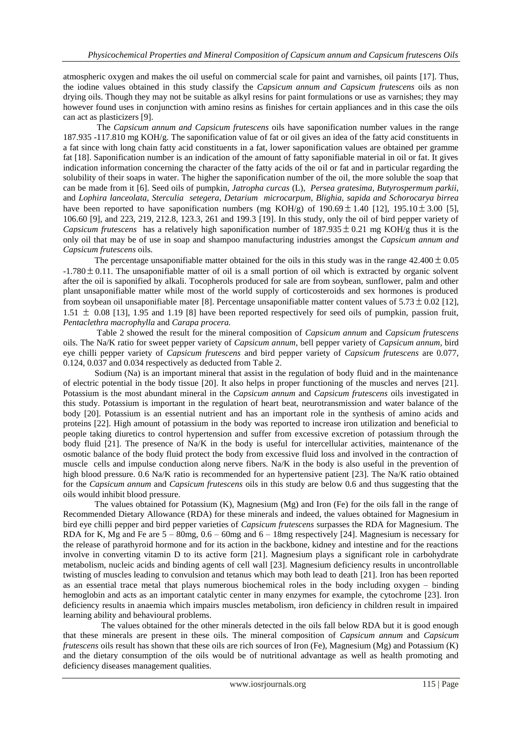atmospheric oxygen and makes the oil useful on commercial scale for paint and varnishes, oil paints [17]. Thus, the iodine values obtained in this study classify the *Capsicum annum and Capsicum frutescens* oils as non drying oils. Though they may not be suitable as alkyl resins for paint formulations or use as varnishes; they may however found uses in conjunction with amino resins as finishes for certain appliances and in this case the oils can act as plasticizers [9].

The *Capsicum annum and Capsicum frutescens* oils have saponification number values in the range 187.935 -117.810 mg KOH/g. The saponification value of fat or oil gives an idea of the fatty acid constituents in a fat since with long chain fatty acid constituents in a fat, lower saponification values are obtained per gramme fat [18]. Saponification number is an indication of the amount of fatty saponifiable material in oil or fat. It gives indication information concerning the character of the fatty acids of the oil or fat and in particular regarding the solubility of their soaps in water. The higher the saponification number of the oil, the more soluble the soap that can be made from it [6]. Seed oils of pumpkin, *Jatropha curcas* (L), *Persea gratesima, Butyrospermum parkii,* and *Lophira lanceolata, Sterculia setegera, Detarium microcarpum, Blighia, sapida and Schorocarya birrea* have been reported to have saponification numbers (mg KOH/g) of $190.69 \pm 1.40$ [12], $195.10 \pm 3.00$ [5], 106.60 [9], and 223, 219, 212.8, 123.3, 261 and 199.3 [19]. In this study, only the oil of bird pepper variety of *Capsicum frutescens* has a relatively high saponification number of $187.935 \pm 0.21$ mg KOH/g thus it is the only oil that may be of use in soap and shampoo manufacturing industries amongst the *Capsicum annum and Capsicum frutescens* oils.

The percentage unsaponifiable matter obtained for the oils in this study was in the range $42.400 \pm 0.05$ $-1.780 \pm 0.11$. The unsaponifiable matter of oil is a small portion of oil which is extracted by organic solvent after the oil is saponified by alkali. Tocopherols produced for sale are from soybean, sunflower, palm and other plant unsaponifiable matter while most of the world supply of corticosteroids and sex hormones is produced from soybean oil unsaponifiable mater [8]. Percentage unsaponifiable matter content values of $5.73 \pm 0.02$ [12], $1.51 \pm 0.08$ [13], 1.95 and 1.19 [8] have been reported respectively for seed oils of pumpkin, passion fruit, *Pentaclethra macrophylla* and *Carapa procera.*

Table 2 showed the result for the mineral composition of *Capsicum annum* and *Capsicum frutescens* oils. The Na/K ratio for sweet pepper variety of *Capsicum annum*, bell pepper variety of *Capsicum annum*, bird eye chilli pepper variety of *Capsicum frutescens* and bird pepper variety of *Capsicum frutescens* are 0.077, 0.124, 0.037 and 0.034 respectively as deducted from Table 2.

Sodium (Na) is an important mineral that assist in the regulation of body fluid and in the maintenance of electric potential in the body tissue [20]. It also helps in proper functioning of the muscles and nerves [21]. Potassium is the most abundant mineral in the *Capsicum annum* and *Capsicum frutescens* oils investigated in this study. Potassium is important in the regulation of heart beat, neurotransmission and water balance of the body [20]. Potassium is an essential nutrient and has an important role in the synthesis of amino acids and proteins [22]. High amount of potassium in the body was reported to increase iron utilization and beneficial to people taking diuretics to control hypertension and suffer from excessive excretion of potassium through the body fluid [21]. The presence of Na/K in the body is useful for intercellular activities, maintenance of the osmotic balance of the body fluid protect the body from excessive fluid loss and involved in the contraction of muscle cells and impulse conduction along nerve fibers. Na/K in the body is also useful in the prevention of high blood pressure. 0.6 Na/K ratio is recommended for an hypertensive patient [23]. The Na/K ratio obtained for the *Capsicum annum* and *Capsicum frutescens* oils in this study are below 0.6 and thus suggesting that the oils would inhibit blood pressure.

The values obtained for Potassium (K), Magnesium (Mg) and Iron (Fe) for the oils fall in the range of Recommended Dietary Allowance (RDA) for these minerals and indeed, the values obtained for Magnesium in bird eye chilli pepper and bird pepper varieties of *Capsicum frutescens* surpasses the RDA for Magnesium. The RDA for K, Mg and Fe are 5 – 80mg, 0.6 – 60mg and 6 – 18mg respectively [24]. Magnesium is necessary for the release of parathyroid hormone and for its action in the backbone, kidney and intestine and for the reactions involve in converting vitamin D to its active form [21]. Magnesium plays a significant role in carbohydrate metabolism, nucleic acids and binding agents of cell wall [23]. Magnesium deficiency results in uncontrollable twisting of muscles leading to convulsion and tetanus which may both lead to death [21]. Iron has been reported as an essential trace metal that plays numerous biochemical roles in the body including oxygen – binding hemoglobin and acts as an important catalytic center in many enzymes for example, the cytochrome [23]. Iron deficiency results in anaemia which impairs muscles metabolism, iron deficiency in children result in impaired learning ability and behavioural problems.

The values obtained for the other minerals detected in the oils fall below RDA but it is good enough that these minerals are present in these oils. The mineral composition of *Capsicum annum* and *Capsicum frutescens* oils result has shown that these oils are rich sources of Iron (Fe), Magnesium (Mg) and Potassium (K) and the dietary consumption of the oils would be of nutritional advantage as well as health promoting and deficiency diseases management qualities.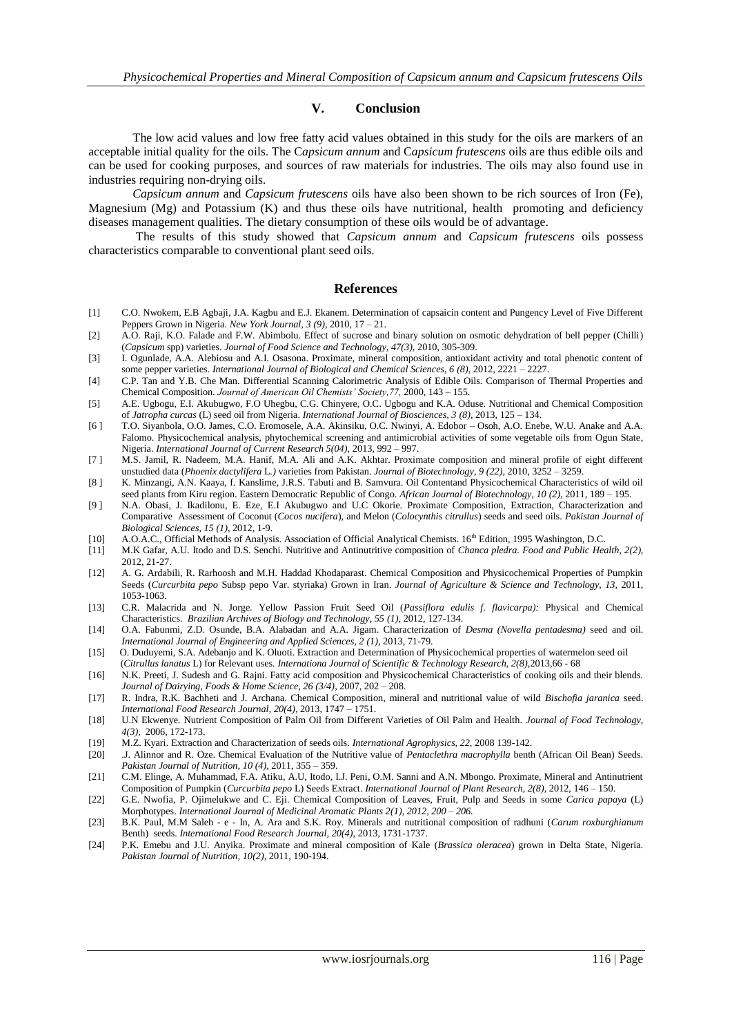## V. Conclusion

The low acid values and low free fatty acid values obtained in this study for the oils are markers of an acceptable initial quality for the oils. The C*apsicum annum* and C*apsicum frutescens* oils are thus edible oils and can be used for cooking purposes, and sources of raw materials for industries. The oils may also found use in industries requiring non-drying oils.

*Capsicum annum* and *Capsicum frutescens* oils have also been shown to be rich sources of Iron (Fe), Magnesium (Mg) and Potassium (K) and thus these oils have nutritional, health promoting and deficiency diseases management qualities. The dietary consumption of these oils would be of advantage.

The results of this study showed that *Capsicum annum* and *Capsicum frutescens* oils possess characteristics comparable to conventional plant seed oils.

## References

[1] C.O. Nwokem, E.B Agbaji, J.A. Kagbu and E.J. Ekanem. Determination of capsaicin content and Pungency Level of Five Different Peppers Grown in Nigeria. *New York Journal, 3 (9),* 2010, 17 – 21.

[2] A.O. Raji, K.O. Falade and F.W. Abimbolu. Effect of sucrose and binary solution on osmotic dehydration of bell pepper (Chilli) (*Capsicum* spp) varieties. *Journal of Food Science and Technology, 47(3),* 2010, 305-309.

[3] I. Ogunlade, A.A. Alebiosu and A.I. Osasona. Proximate, mineral composition, antioxidant activity and total phenotic content of some pepper varieties. *International Journal of Biological and Chemical Sciences, 6 (8),* 2012, 2221 – 2227.

[4] C.P. Tan and Y.B. Che Man. Differential Scanning Calorimetric Analysis of Edible Oils. Comparison of Thermal Properties and Chemical Composition. *Journal of American Oil Chemists' Society,77,* 2000, 143 – 155.

[5] A.E. Ugbogu, E.I. Akubugwo, F.O Uhegbu, C.G. Chinyere, O.C. Ugbogu and K.A. Oduse. Nutritional and Chemical Composition of *Jatropha curcas* (L) seed oil from Nigeria. *International Journal of Biosciences, 3 (8),* 2013, 125 – 134.

[6] T.O. Siyanbola, O.O. James, C.O. Eromosele, A.A. Akinsiku, O.C. Nwinyi, A. Edobor – Osoh, A.O. Enebe, W.U. Anake and A.A. Falomo. Physicochemical analysis, phytochemical screening and antimicrobial activities of some vegetable oils from Ogun State, Nigeria. *International Journal of Current Research 5(04),* 2013, 992 – 997.

[7] M.S. Jamil, R. Nadeem, M.A. Hanif, M.A. Ali and A.K. Akhtar. Proximate composition and mineral profile of eight different unstudied data (*Phoenix dactylifera* L.*)* varieties from Pakistan. *Journal of Biotechnology, 9 (22),* 2010, 3252 – 3259.

[8] K. Minzangi, A.N. Kaaya, f. Kanslime, J.R.S. Tabuti and B. Samvura. Oil Contentand Physicochemical Characteristics of wild oil seed plants from Kiru region. Eastern Democratic Republic of Congo. *African Journal of Biotechnology, 10 (2),* 2011, 189 – 195.

[9] N.A. Obasi, J. Ikadilonu, E. Eze, E.I Akubugwo and U.C Okorie. Proximate Composition, Extraction, Characterization and Comparative Assessment of Coconut (*Cocos nucifera*), and Melon (*Colocynthis citrullus*) seeds and seed oils. *Pakistan Journal of Biological Sciences, 15 (1),* 2012, 1-9.

[10] A.O.A.C., Official Methods of Analysis. Association of Official Analytical Chemists. 16th Edition, 1995 Washington, D.C.

[11] M.K Gafar, A.U. Itodo and D.S. Senchi. Nutritive and Antinutritive composition of *Chanca pledra. Food and Public Health, 2(2),* 2012, 21-27.

[12] A. G. Ardabili, R. Rarhoosh and M.H. Haddad Khodaparast. Chemical Composition and Physicochemical Properties of Pumpkin Seeds (*Curcurbita pepo* Subsp pepo Var. styriaka) Grown in Iran. *Journal of Agriculture & Science and Technology, 13,* 2011, 1053-1063.

[13] C.R. Malacrida and N. Jorge. Yellow Passion Fruit Seed Oil (*Passiflora edulis f. flavicarpa):* Physical and Chemical Characteristics. *Brazilian Archives of Biology and Technology, 55 (1),* 2012, 127-134.

[14] O.A. Fabunmi, Z.D. Osunde, B.A. Alabadan and A.A. Jigam. Characterization of *Desma (Novella pentadesma)* seed and oil. *International Journal of Engineering and Applied Sciences, 2 (1),* 2013, 71-79.

[15] O. Duduyemi, S.A. Adebanjo and K. Oluoti. Extraction and Determination of Physicochemical properties of watermelon seed oil (*Citrullus lanatus* L) for Relevant uses. *Internationa Journal of Scientific & Technology Research, 2(8),*2013,66 - 68

[16] N.K. Preeti, J. Sudesh and G. Rajni. Fatty acid composition and Physicochemical Characteristics of cooking oils and their blends. *Journal of Dairying, Foods & Home Science, 26 (3/4),* 2007, 202 – 208.

[17] R. Indra, R.K. Bachheti and J. Archana. Chemical Composition, mineral and nutritional value of wild *Bischofia jaranica* seed. *International Food Research Journal, 20(4),* 2013, 1747 – 1751.

[18] U.N Ekwenye. Nutrient Composition of Palm Oil from Different Varieties of Oil Palm and Health. *Journal of Food Technology, 4(3),* 2006, 172-173.

[19] M.Z. Kyari. Extraction and Characterization of seeds oils. *International Agrophysics, 22,* 2008 139-142.

[20] .J. Alinnor and R. Oze. Chemical Evaluation of the Nutritive value of *Pentaclethra macrophylla* benth (African Oil Bean) Seeds. *Pakistan Journal of Nutrition, 10 (4),* 2011, 355 – 359.

[21] C.M. Elinge, A. Muhammad, F.A. Atiku, A.U, Itodo, I.J. Peni, O.M. Sanni and A.N. Mbongo. Proximate, Mineral and Antinutrient Composition of Pumpkin (*Curcurbita pepo* L) Seeds Extract. *International Journal of Plant Research, 2(8),* 2012, 146 – 150.

[22] G.E. Nwofia, P. Ojimelukwe and C. Eji. Chemical Composition of Leaves, Fruit, Pulp and Seeds in some *Carica papaya* (L) Morphotypes. *International Journal of Medicinal Aromatic Plants 2(1), 2012, 200 – 206.*

[23] B.K. Paul, M.M Saleh - e - In, A. Ara and S.K. Roy. Minerals and nutritional composition of radhuni (*Carum roxburghianum* Benth) seeds. *International Food Research Journal, 20(4),* 2013, 1731-1737.

[24] P.K. Emebu and J.U. Anyika. Proximate and mineral composition of Kale (*Brassica oleracea*) grown in Delta State, Nigeria. *Pakistan Journal of Nutrition, 10(2),* 2011, 190-194.